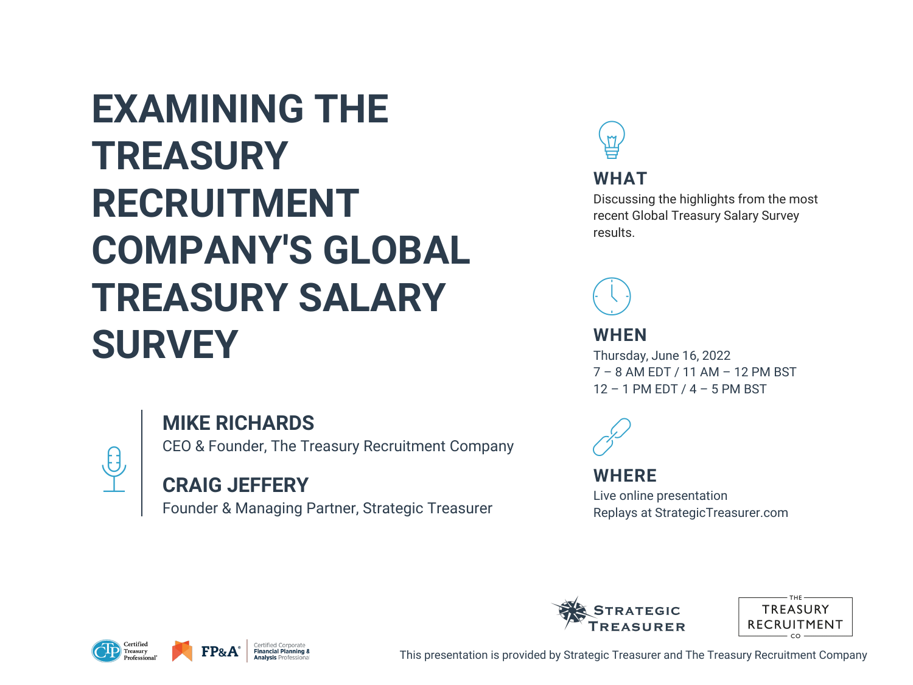# EXAMINING THE TREASURY RECRUITMENT COMPANY'S GLOBAL TREASURY SALARY SURVEY

**MIKE RICHARDS**
CEO & Founder, The Treasury Recruitment Company

**CRAIG JEFFERY**
Founder & Managing Partner, Strategic Treasurer

## WHAT

Discussing the highlights from the most recent Global Treasury Salary Survey results.

## WHEN

Thursday, June 16, 2022
7 – 8 AM EDT / 11 AM – 12 PM BST
12 – 1 PM EDT / 4 – 5 PM BST

## WHERE

Live online presentation
Replays at StrategicTreasurer.com

Certified Treasury Professional

FP&A® Certified Corporate Financial Planning & Analysis Professional

STRATEGIC TREASURER

THE TREASURY RECRUITMENT CO

This presentation is provided by Strategic Treasurer and The Treasury Recruitment Company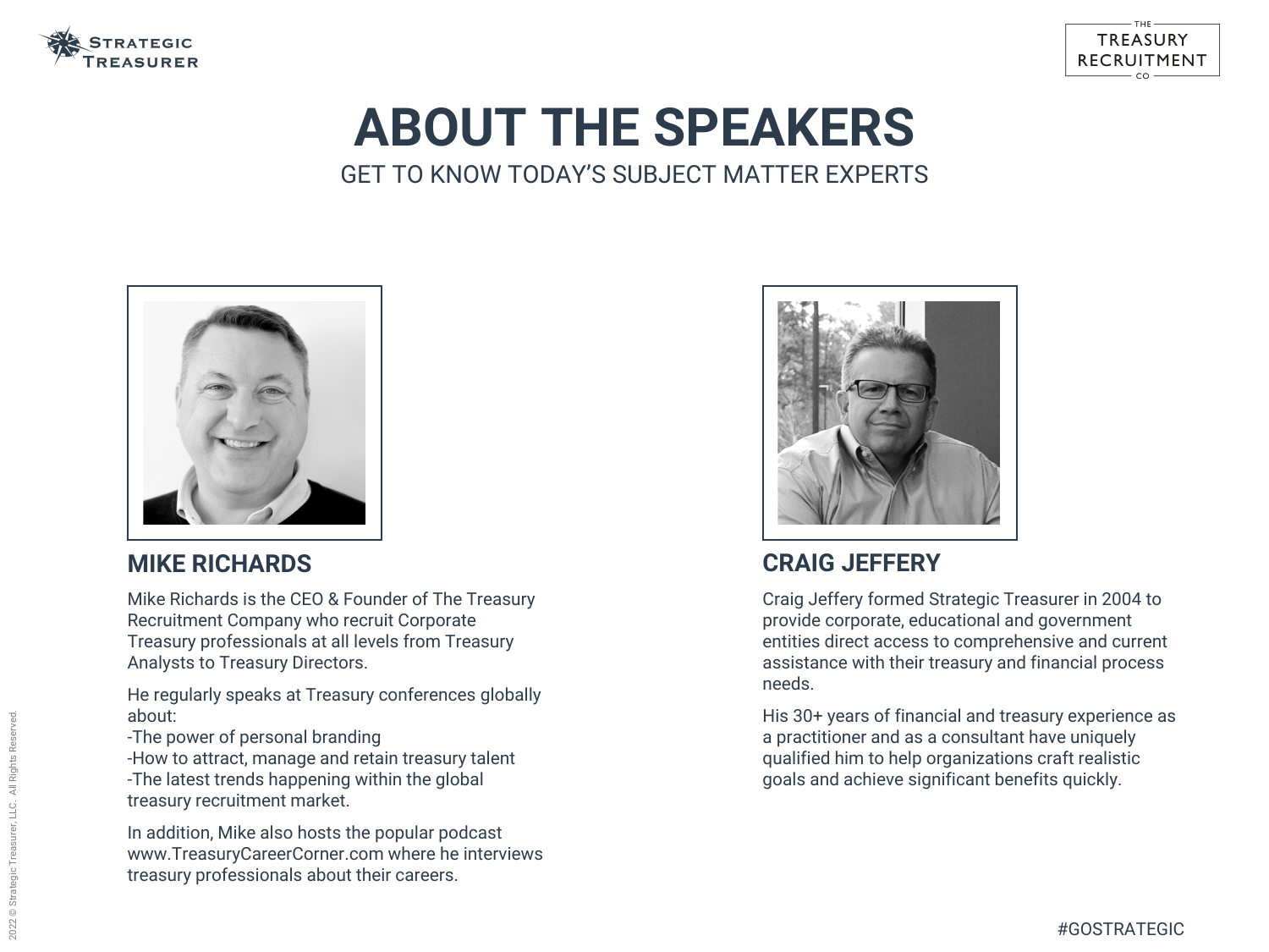# ABOUT THE SPEAKERS

GET TO KNOW TODAY'S SUBJECT MATTER EXPERTS

## MIKE RICHARDS

Mike Richards is the CEO & Founder of The Treasury Recruitment Company who recruit Corporate Treasury professionals at all levels from Treasury Analysts to Treasury Directors.

He regularly speaks at Treasury conferences globally about:
-The power of personal branding
-How to attract, manage and retain treasury talent
-The latest trends happening within the global treasury recruitment market.

In addition, Mike also hosts the popular podcast www.TreasuryCareerCorner.com where he interviews treasury professionals about their careers.

## CRAIG JEFFERY

Craig Jeffery formed Strategic Treasurer in 2004 to provide corporate, educational and government entities direct access to comprehensive and current assistance with their treasury and financial process needs.

His 30+ years of financial and treasury experience as a practitioner and as a consultant have uniquely qualified him to help organizations craft realistic goals and achieve significant benefits quickly.

#GOSTRATEGIC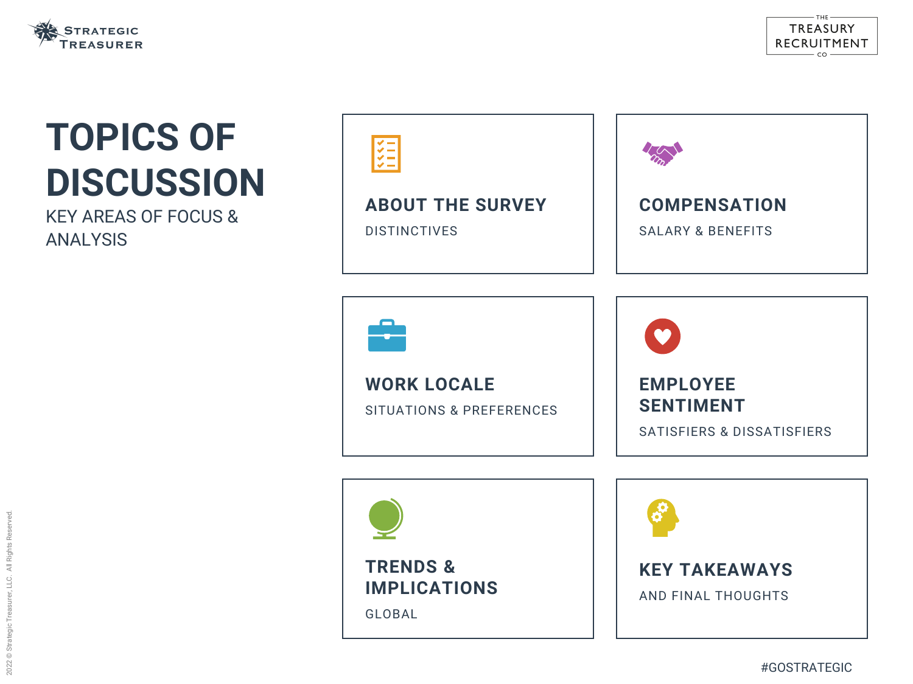# TOPICS OF DISCUSSION

KEY AREAS OF FOCUS & ANALYSIS

### ABOUT THE SURVEY

DISTINCTIVES

### COMPENSATION

SALARY & BENEFITS

### WORK LOCALE

SITUATIONS & PREFERENCES

### EMPLOYEE SENTIMENT

SATISFIERS & DISSATISFIERS

### TRENDS & IMPLICATIONS

GLOBAL

### KEY TAKEAWAYS

AND FINAL THOUGHTS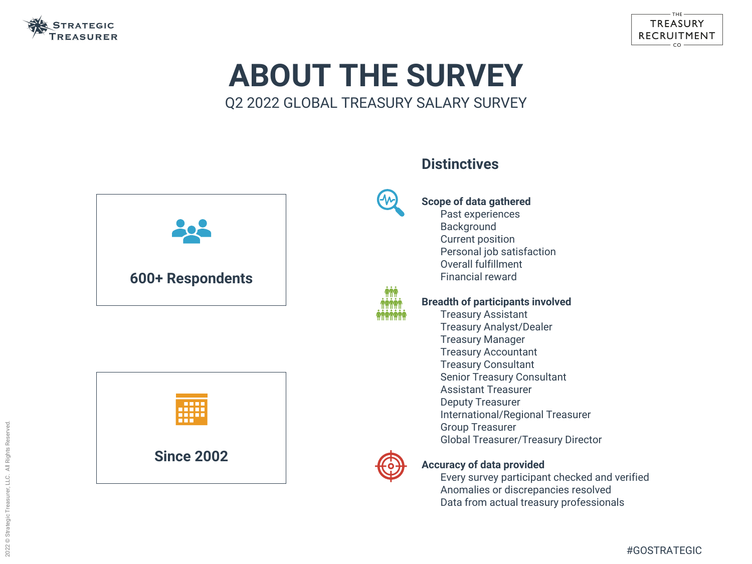# ABOUT THE SURVEY

Q2 2022 GLOBAL TREASURY SALARY SURVEY

**600+ Respondents**

**Since 2002**

## Distinctives

**Scope of data gathered**

- Past experiences
- Background
- Current position
- Personal job satisfaction
- Overall fulfillment
- Financial reward

**Breadth of participants involved**

- Treasury Assistant
- Treasury Analyst/Dealer
- Treasury Manager
- Treasury Accountant
- Treasury Consultant
- Senior Treasury Consultant
- Assistant Treasurer
- Deputy Treasurer
- International/Regional Treasurer
- Group Treasurer
- Global Treasurer/Treasury Director

**Accuracy of data provided**

- Every survey participant checked and verified
- Anomalies or discrepancies resolved
- Data from actual treasury professionals

#GOSTRATEGIC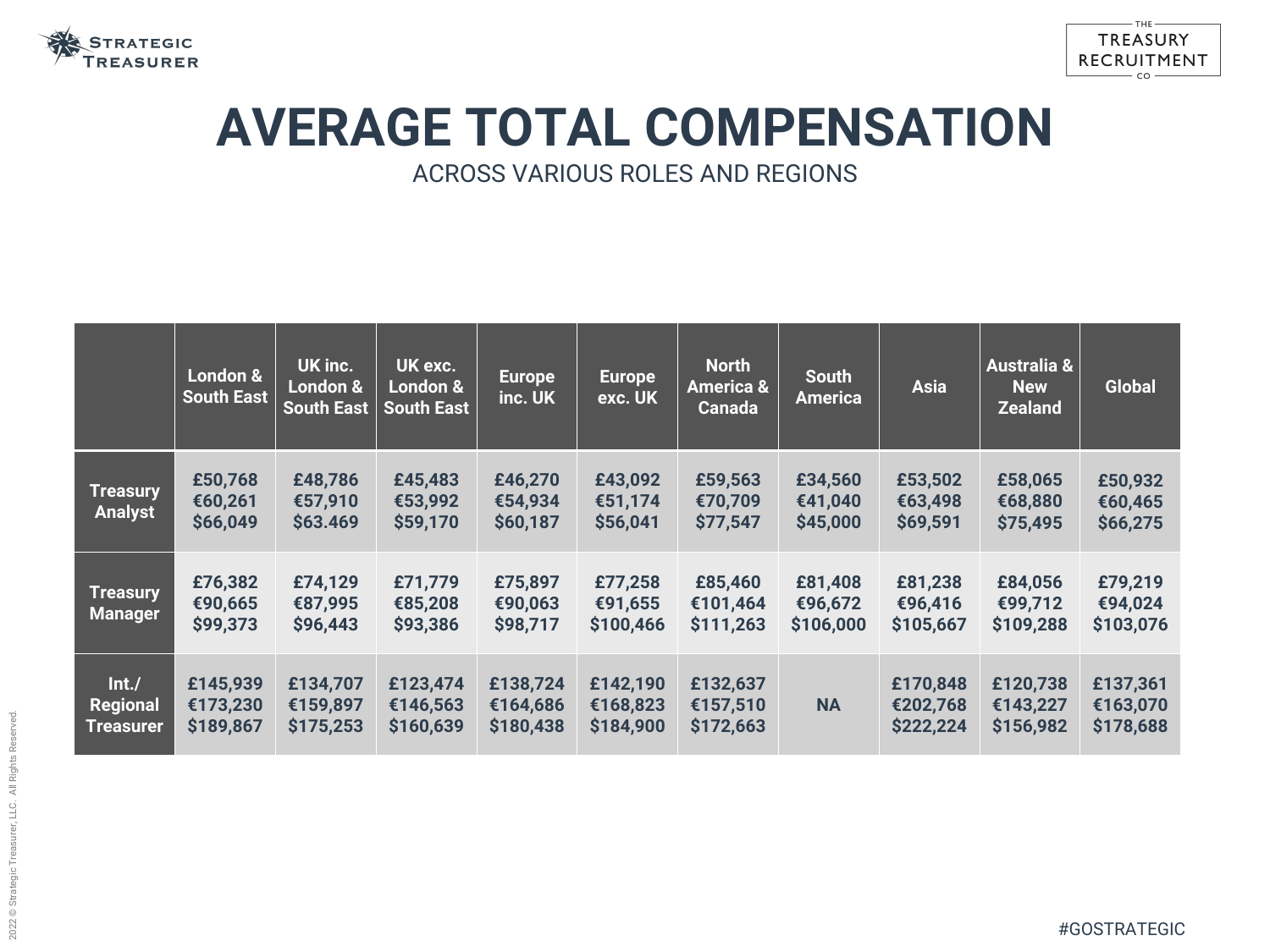# AVERAGE TOTAL COMPENSATION

ACROSS VARIOUS ROLES AND REGIONS

| | London & South East | UK inc. London & South East | UK exc. London & South East | Europe inc. UK | Europe exc. UK | North America & Canada | South America | Asia | Australia & New Zealand | Global |
|---|---|---|---|---|---|---|---|---|---|---|
| **Treasury Analyst** | £50,768<br>€60,261<br>$66,049 | £48,786<br>€57,910<br>$63.469 | £45,483<br>€53,992<br>$59,170 | £46,270<br>€54,934<br>$60,187 | £43,092<br>€51,174<br>$56,041 | £59,563<br>€70,709<br>$77,547 | £34,560<br>€41,040<br>$45,000 | £53,502<br>€63,498<br>$69,591 | £58,065<br>€68,880<br>$75,495 | £50,932<br>€60,465<br>$66,275 |
| **Treasury Manager** | £76,382<br>€90,665<br>$99,373 | £74,129<br>€87,995<br>$96,443 | £71,779<br>€85,208<br>$93,386 | £75,897<br>€90,063<br>$98,717 | £77,258<br>€91,655<br>$100,466 | £85,460<br>€101,464<br>$111,263 | £81,408<br>€96,672<br>$106,000 | £81,238<br>€96,416<br>$105,667 | £84,056<br>€99,712<br>$109,288 | £79,219<br>€94,024<br>$103,076 |
| **Int./ Regional Treasurer** | £145,939<br>€173,230<br>$189,867 | £134,707<br>€159,897<br>$175,253 | £123,474<br>€146,563<br>$160,639 | £138,724<br>€164,686<br>$180,438 | £142,190<br>€168,823<br>$184,900 | £132,637<br>€157,510<br>$172,663 | NA | £170,848<br>€202,768<br>$222,224 | £120,738<br>€143,227<br>$156,982 | £137,361<br>€163,070<br>$178,688 |

#GOSTRATEGIC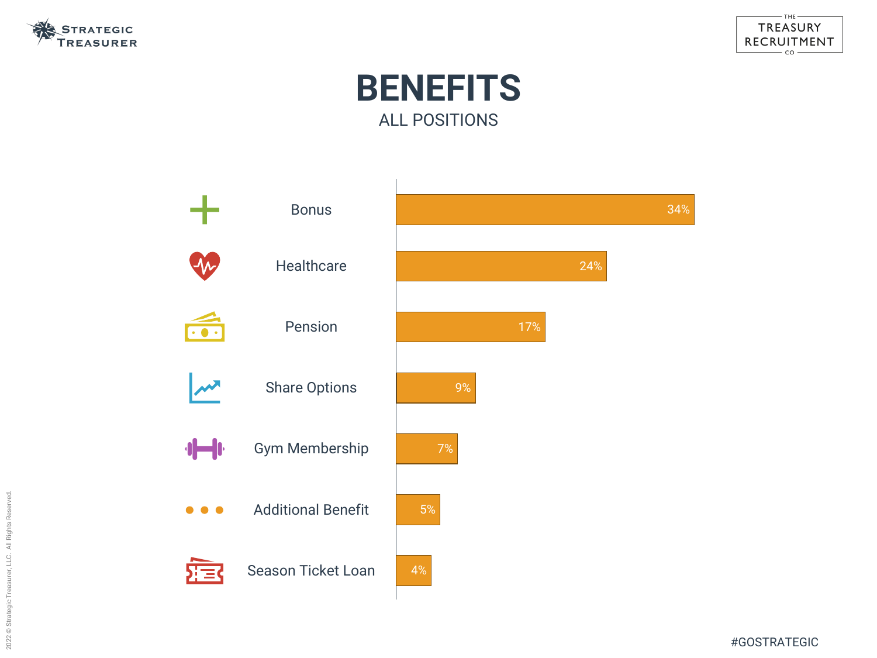# BENEFITS

ALL POSITIONS

| Benefit | Percentage |
| --- | --- |
| Bonus | 34% |
| Healthcare | 24% |
| Pension | 17% |
| Share Options | 9% |
| Gym Membership | 7% |
| Additional Benefit | 5% |
| Season Ticket Loan | 4% |

#GOSTRATEGIC

2022 © Strategic Treasurer, LLC. All Rights Reserved.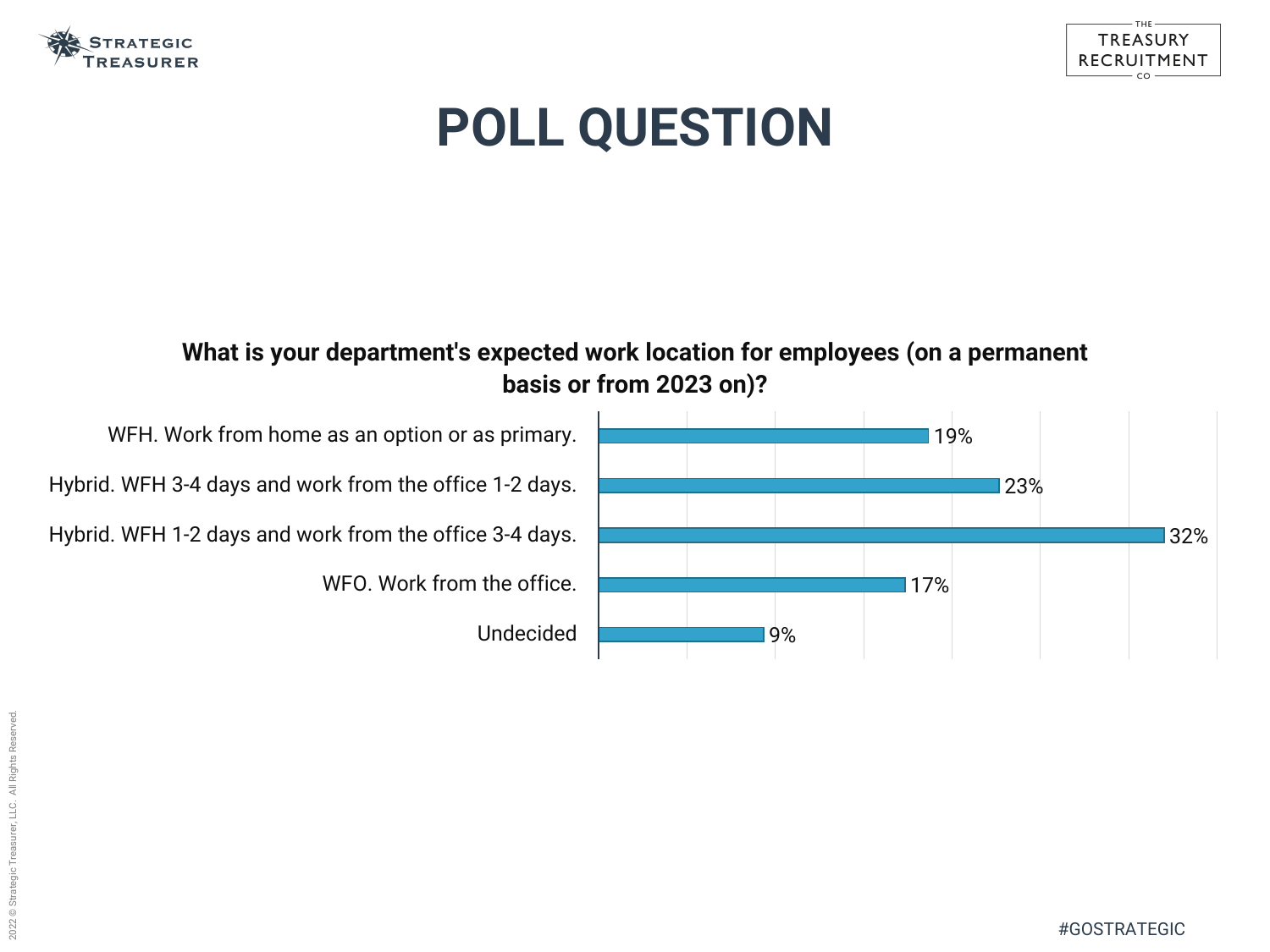# POLL QUESTION

**What is your department's expected work location for employees (on a permanent basis or from 2023 on)?**

| Response | Percentage |
| --- | --- |
| WFH. Work from home as an option or as primary. | 19% |
| Hybrid. WFH 3-4 days and work from the office 1-2 days. | 23% |
| Hybrid. WFH 1-2 days and work from the office 3-4 days. | 32% |
| WFO. Work from the office. | 17% |
| Undecided | 9% |

#GOSTRATEGIC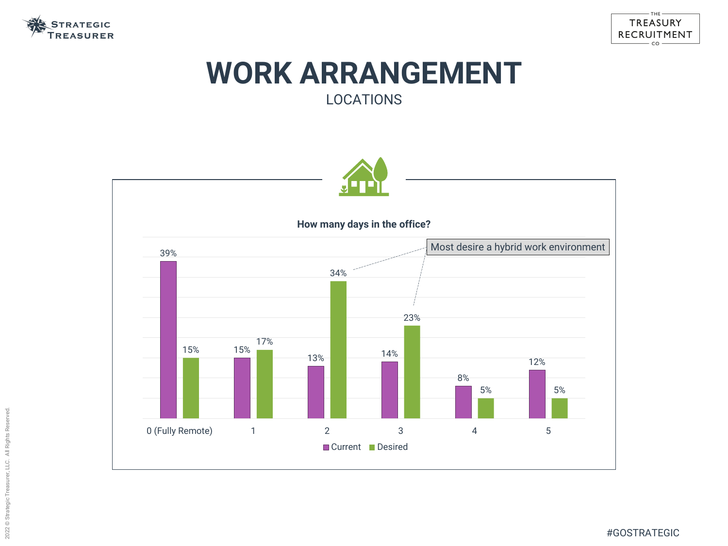# WORK ARRANGEMENT

## LOCATIONS

**How many days in the office?**

| Days in the office | Current | Desired |
|---|---|---|
| 0 (Fully Remote) | 39% | 15% |
| 1 | 15% | 17% |
| 2 | 13% | 34% |
| 3 | 14% | 23% |
| 4 | 8% | 5% |
| 5 | 12% | 5% |

Most desire a hybrid work environment

#GOSTRATEGIC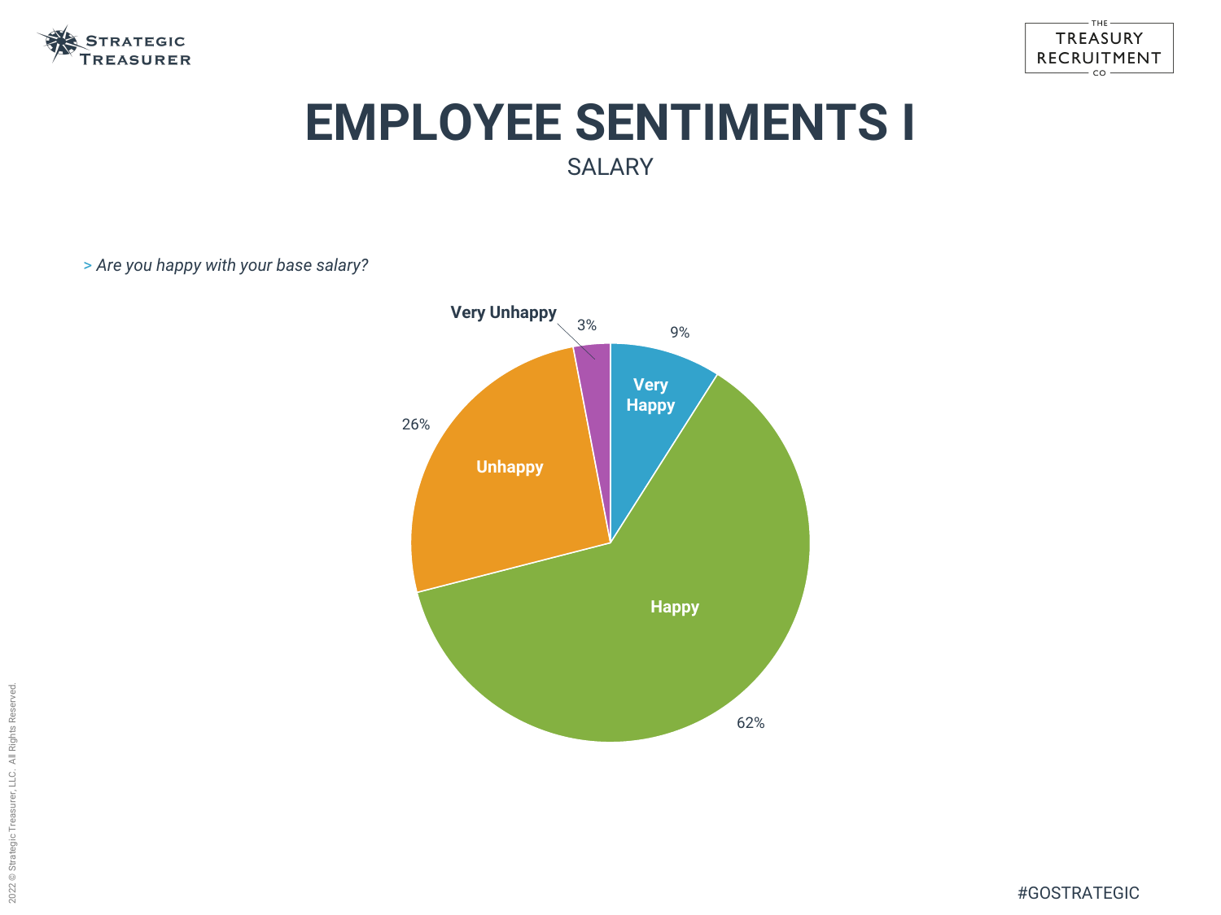# EMPLOYEE SENTIMENTS I

SALARY

> *Are you happy with your base salary?*

| Response | Percentage |
| --- | --- |
| Very Happy | 9% |
| Happy | 62% |
| Unhappy | 26% |
| Very Unhappy | 3% |

2022 © Strategic Treasurer, LLC. All Rights Reserved.

#GOSTRATEGIC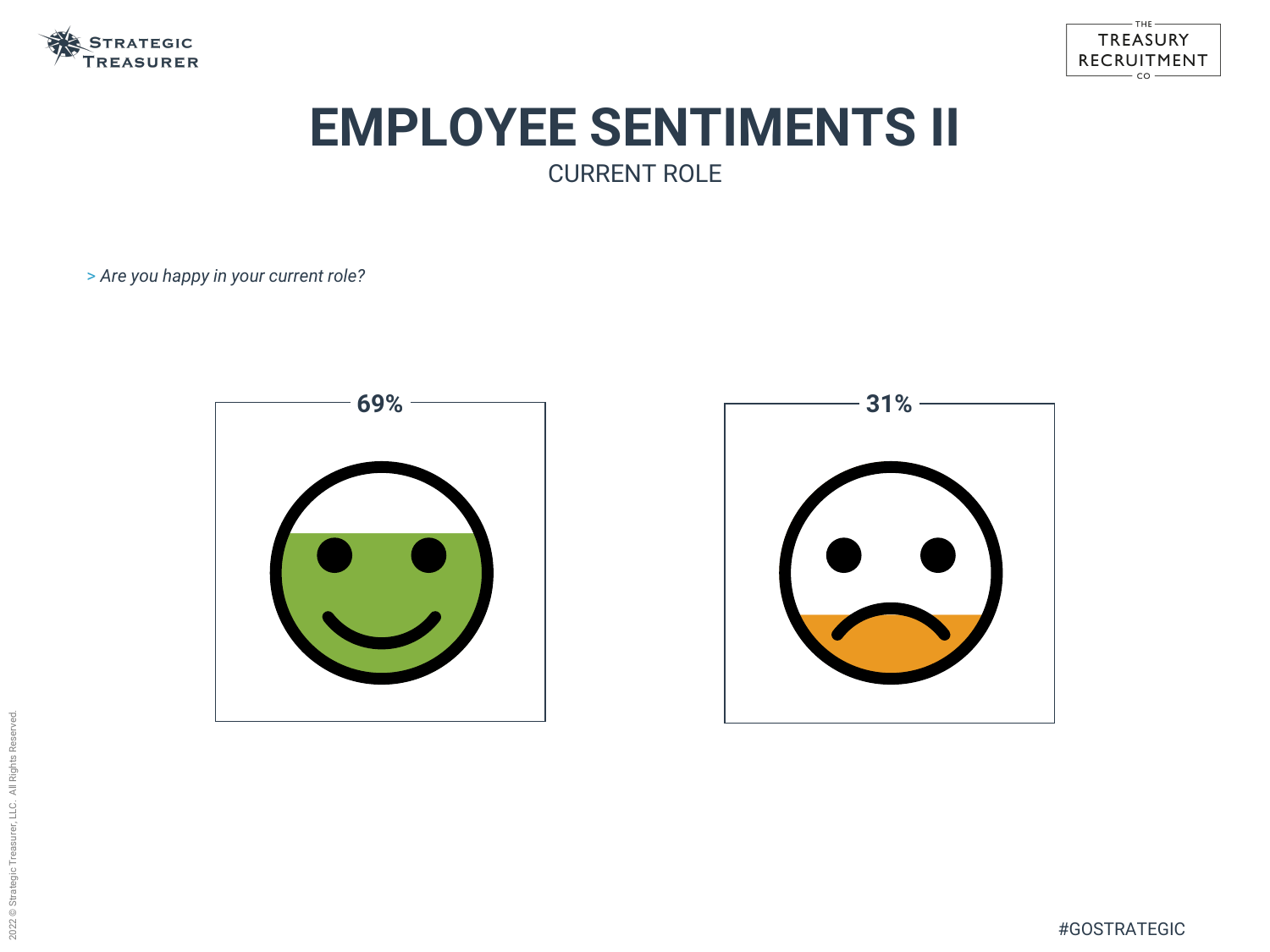# EMPLOYEE SENTIMENTS II

CURRENT ROLE

> *Are you happy in your current role?*

**69%**

**31%**

#GOSTRATEGIC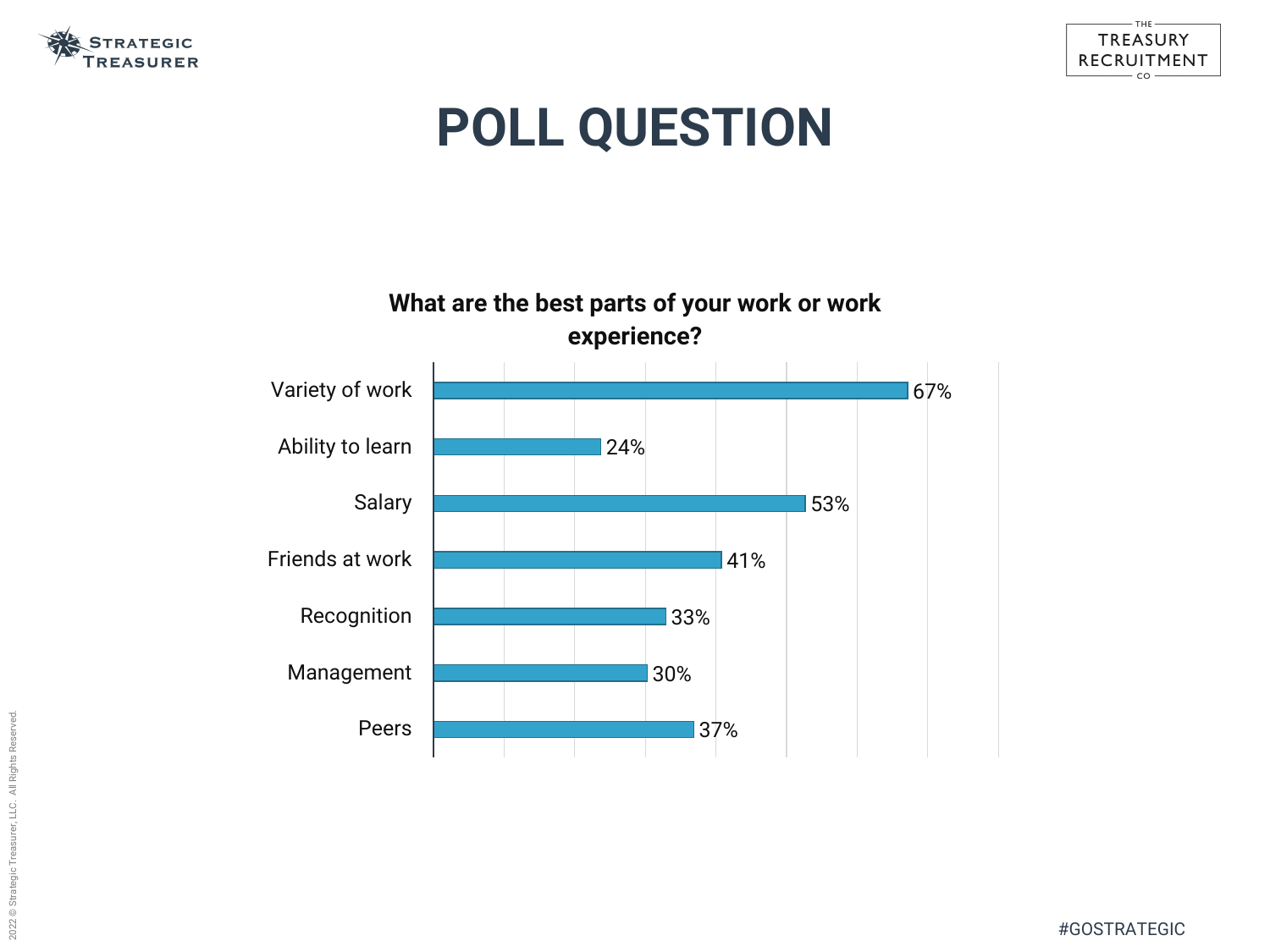# POLL QUESTION

**What are the best parts of your work or work experience?**

| Response | Percentage |
| --- | --- |
| Variety of work | 67% |
| Ability to learn | 24% |
| Salary | 53% |
| Friends at work | 41% |
| Recognition | 33% |
| Management | 30% |
| Peers | 37% |

#GOSTRATEGIC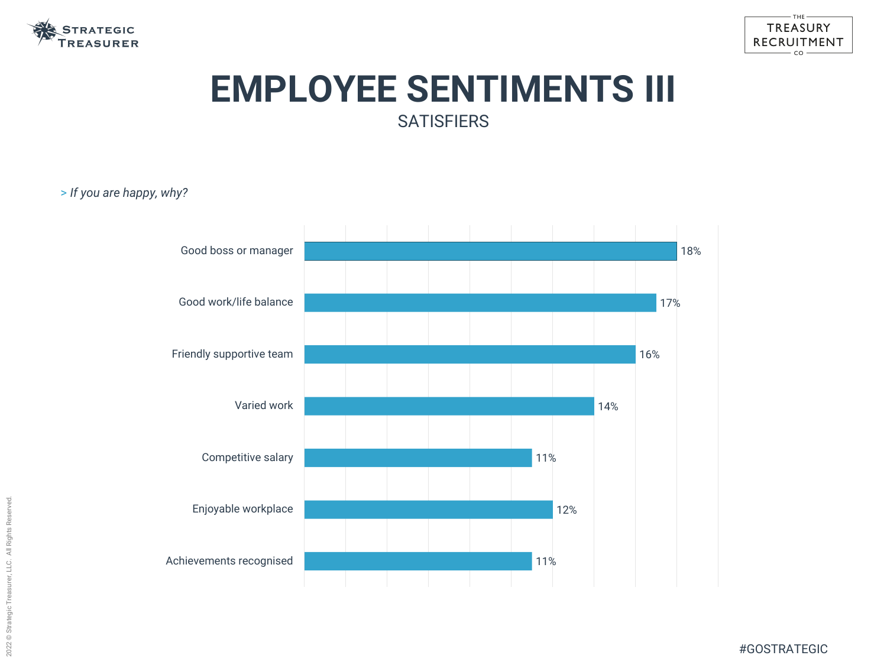# EMPLOYEE SENTIMENTS III

## SATISFIERS

> *If you are happy, why?*

| Reason | Percentage |
| --- | --- |
| Good boss or manager | 18% |
| Good work/life balance | 17% |
| Friendly supportive team | 16% |
| Varied work | 14% |
| Competitive salary | 11% |
| Enjoyable workplace | 12% |
| Achievements recognised | 11% |

#GOSTRATEGIC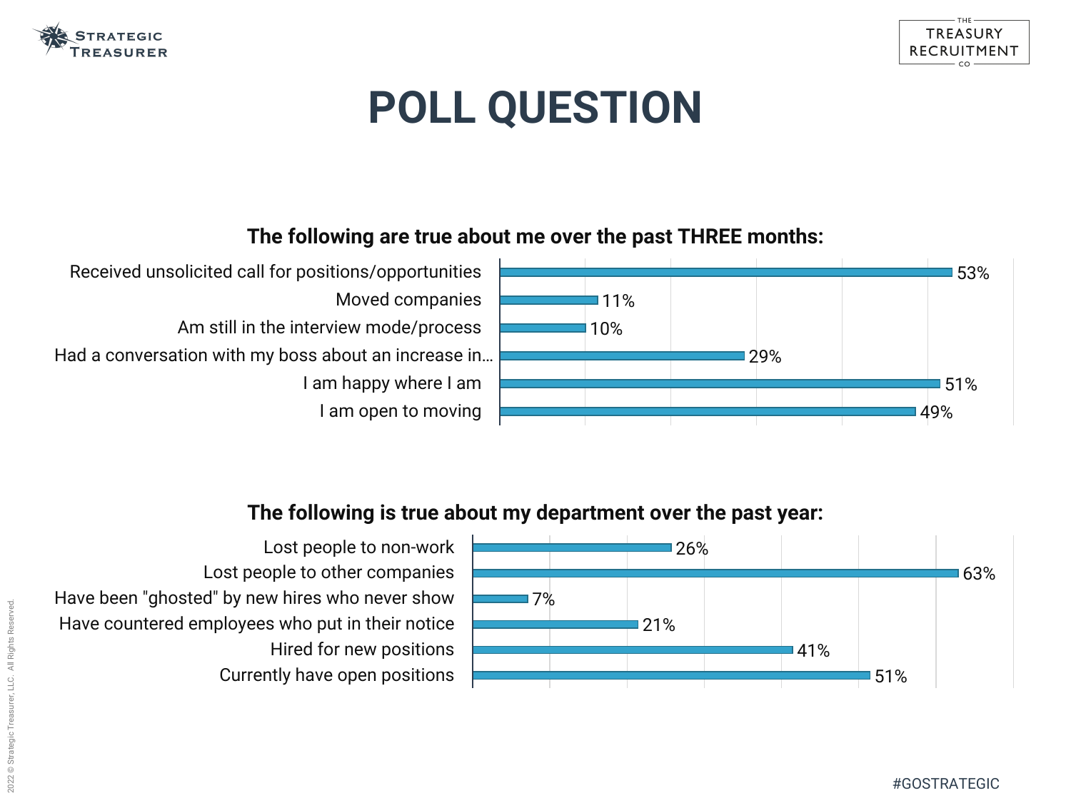# POLL QUESTION

### The following are true about me over the past THREE months:

| Response | Percentage |
| --- | --- |
| Received unsolicited call for positions/opportunities | 53% |
| Moved companies | 11% |
| Am still in the interview mode/process | 10% |
| Had a conversation with my boss about an increase in… | 29% |
| I am happy where I am | 51% |
| I am open to moving | 49% |

### The following is true about my department over the past year:

| Response | Percentage |
| --- | --- |
| Lost people to non-work | 26% |
| Lost people to other companies | 63% |
| Have been "ghosted" by new hires who never show | 7% |
| Have countered employees who put in their notice | 21% |
| Hired for new positions | 41% |
| Currently have open positions | 51% |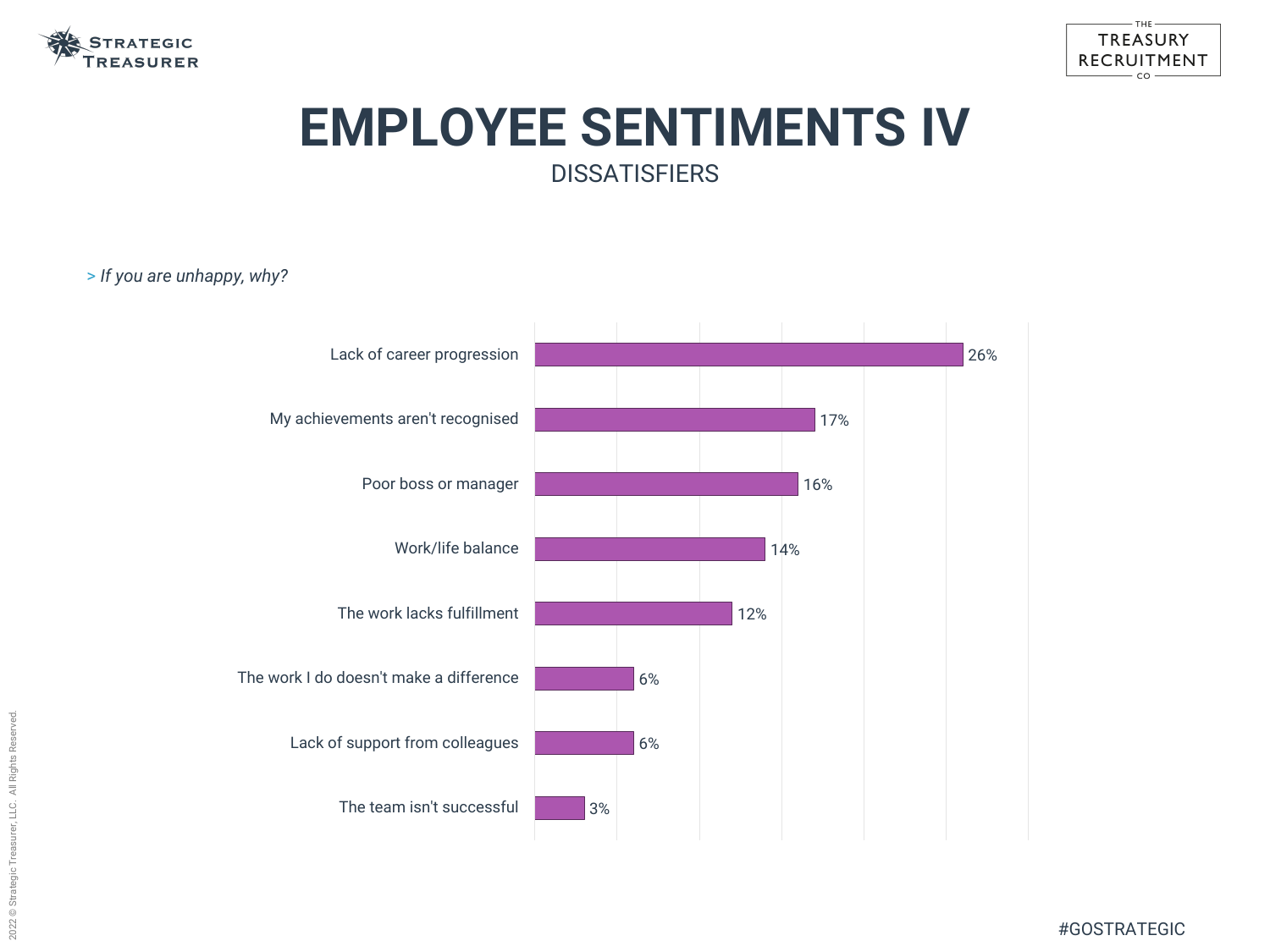# EMPLOYEE SENTIMENTS IV

## DISSATISFIERS

> *If you are unhappy, why?*

| Reason | Percentage |
|---|---|
| Lack of career progression | 26% |
| My achievements aren't recognised | 17% |
| Poor boss or manager | 16% |
| Work/life balance | 14% |
| The work lacks fulfillment | 12% |
| The work I do doesn't make a difference | 6% |
| Lack of support from colleagues | 6% |
| The team isn't successful | 3% |

#GOSTRATEGIC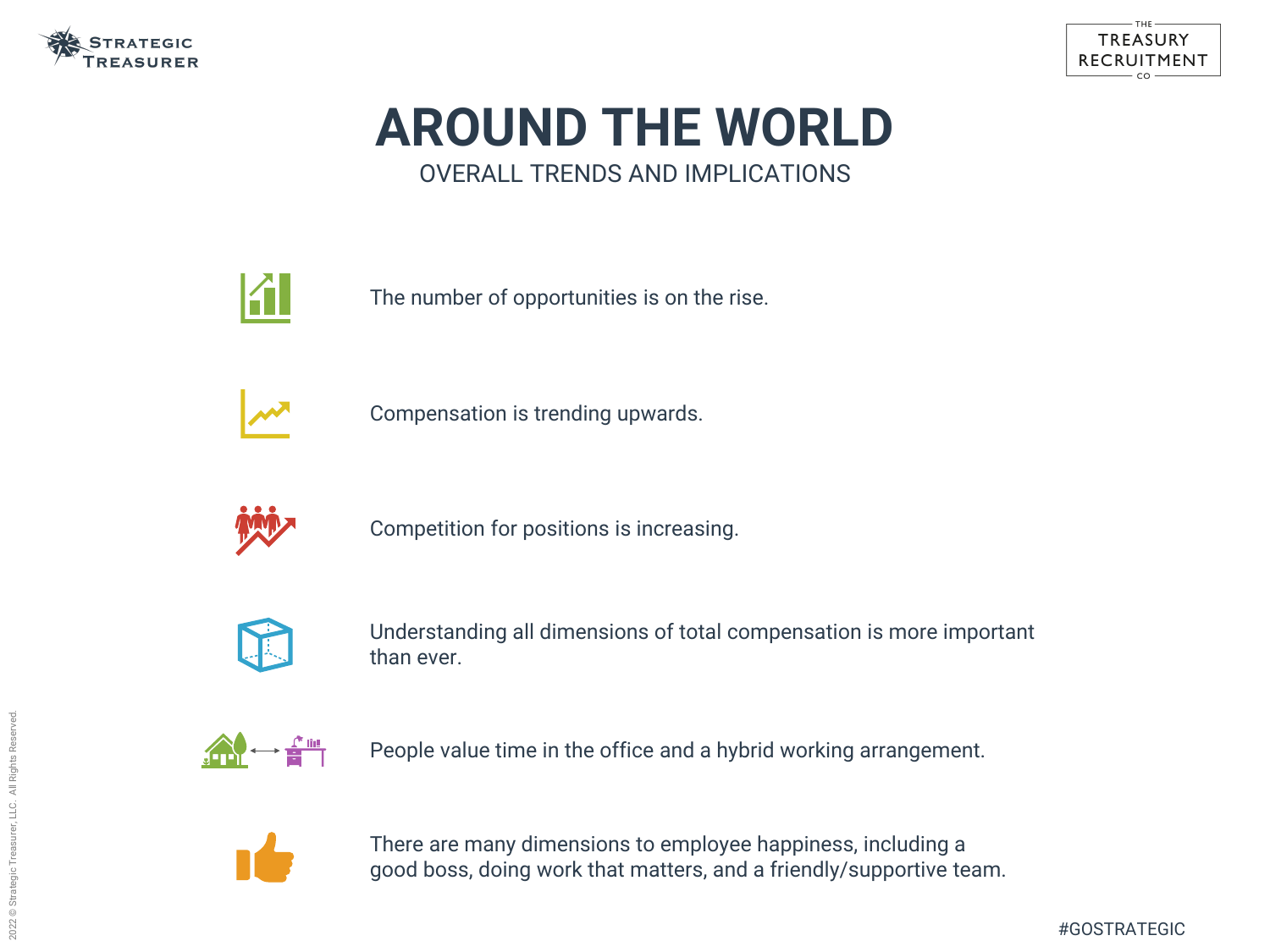# AROUND THE WORLD

## OVERALL TRENDS AND IMPLICATIONS

- The number of opportunities is on the rise.
- Compensation is trending upwards.
- Competition for positions is increasing.
- Understanding all dimensions of total compensation is more important than ever.
- People value time in the office and a hybrid working arrangement.
- There are many dimensions to employee happiness, including a good boss, doing work that matters, and a friendly/supportive team.

#GOSTRATEGIC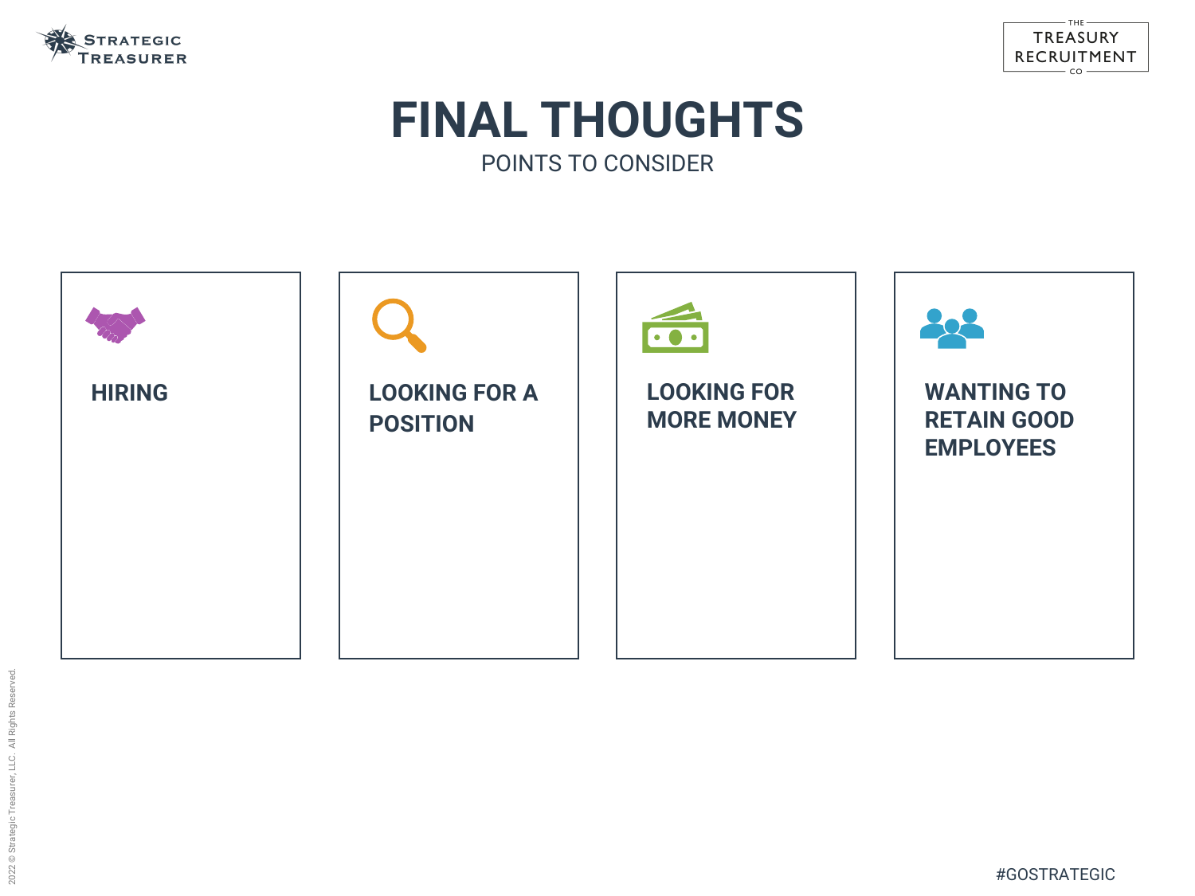# FINAL THOUGHTS

POINTS TO CONSIDER

### HIRING

### LOOKING FOR A POSITION

### LOOKING FOR MORE MONEY

### WANTING TO RETAIN GOOD EMPLOYEES

#GOSTRATEGIC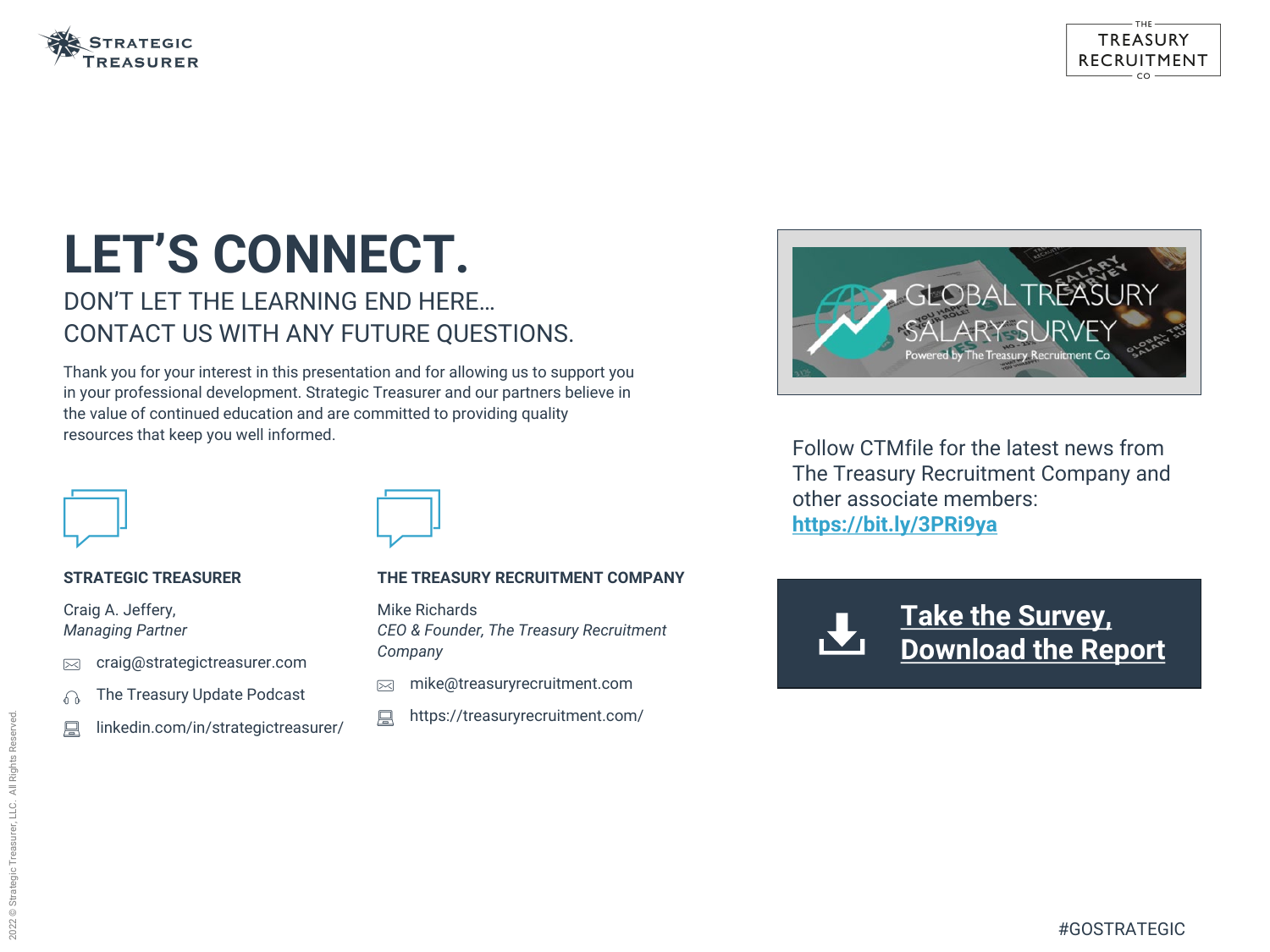# LET'S CONNECT.

## DON'T LET THE LEARNING END HERE… CONTACT US WITH ANY FUTURE QUESTIONS.

Thank you for your interest in this presentation and for allowing us to support you in your professional development. Strategic Treasurer and our partners believe in the value of continued education and are committed to providing quality resources that keep you well informed.

**STRATEGIC TREASURER**

Craig A. Jeffery,
*Managing Partner*

- craig@strategictreasurer.com
- The Treasury Update Podcast
- linkedin.com/in/strategictreasurer/

**THE TREASURY RECRUITMENT COMPANY**

Mike Richards
*CEO & Founder, The Treasury Recruitment Company*

- mike@treasuryrecruitment.com
- https://treasuryrecruitment.com/

GLOBAL TREASURY SALARY SURVEY
Powered by The Treasury Recruitment Co

Follow CTMfile for the latest news from The Treasury Recruitment Company and other associate members: https://bit.ly/3PRi9ya

**Take the Survey, Download the Report**

#GOSTRATEGIC